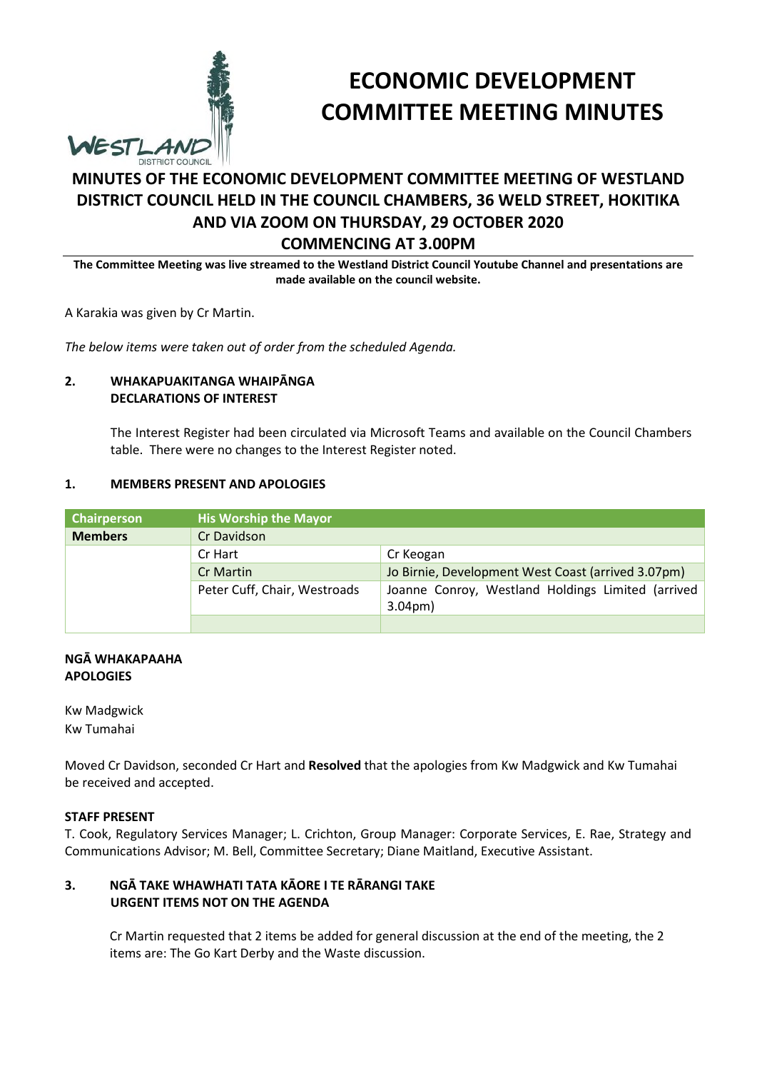# ECONOMIC DEVELOPMENT COMMITTEE MEETING MINUTES

## MINUTES OF THE ECONOMIC DEVELOPMENT COMMITTEE MEETING OF WESTLAND DISTRICT COUNCIL HELD IN THE COUNCIL CHAMBERS, 36 WELD STREET, HOKITIKA AND VIA ZOOM ON THURSDAY, 29 OCTOBER 2020 COMMENCING AT 3.00PM

**The Committee Meeting was live streamed to the Westland District Council Youtube Channel and presentations are made available on the council website.**

A Karakia was given by Cr Martin.

*The below items were taken out of order from the scheduled Agenda.*

### 2. WHAKAPUAKITANGA WHAIPĀNGA DECLARATIONS OF INTEREST

The Interest Register had been circulated via Microsoft Teams and available on the Council Chambers table. There were no changes to the Interest Register noted.

### 1. MEMBERS PRESENT AND APOLOGIES

| Chairperson | His Worship the Mayor | |
|---|---|---|
| **Members** | Cr Davidson | |
| | Cr Hart | Cr Keogan |
| | Cr Martin | Jo Birnie, Development West Coast (arrived 3.07pm) |
| | Peter Cuff, Chair, Westroads | Joanne Conroy, Westland Holdings Limited (arrived 3.04pm) |
| | | |

**NGĀ WHAKAPAAHA**
**APOLOGIES**

Kw Madgwick
Kw Tumahai

Moved Cr Davidson, seconded Cr Hart and **Resolved** that the apologies from Kw Madgwick and Kw Tumahai be received and accepted.

**STAFF PRESENT**
T. Cook, Regulatory Services Manager; L. Crichton, Group Manager: Corporate Services, E. Rae, Strategy and Communications Advisor; M. Bell, Committee Secretary; Diane Maitland, Executive Assistant.

### 3. NGĀ TAKE WHAWHATI TATA KĀORE I TE RĀRANGI TAKE URGENT ITEMS NOT ON THE AGENDA

Cr Martin requested that 2 items be added for general discussion at the end of the meeting, the 2 items are: The Go Kart Derby and the Waste discussion.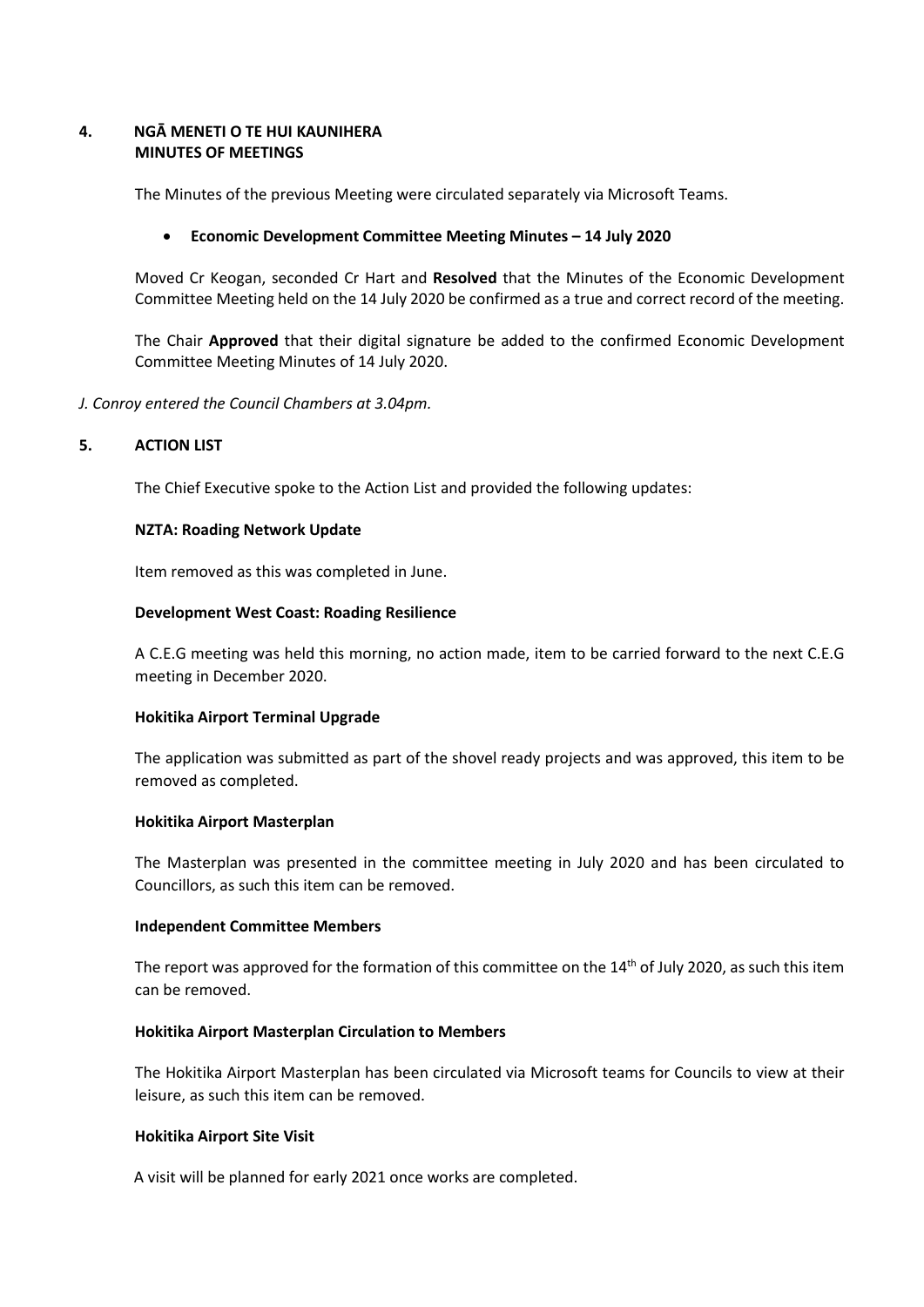## 4. NGĀ MENETI O TE HUI KAUNIHERA
## MINUTES OF MEETINGS

The Minutes of the previous Meeting were circulated separately via Microsoft Teams.

- **Economic Development Committee Meeting Minutes – 14 July 2020**

Moved Cr Keogan, seconded Cr Hart and **Resolved** that the Minutes of the Economic Development Committee Meeting held on the 14 July 2020 be confirmed as a true and correct record of the meeting.

The Chair **Approved** that their digital signature be added to the confirmed Economic Development Committee Meeting Minutes of 14 July 2020.

*J. Conroy entered the Council Chambers at 3.04pm.*

## 5. ACTION LIST

The Chief Executive spoke to the Action List and provided the following updates:

**NZTA: Roading Network Update**

Item removed as this was completed in June.

**Development West Coast: Roading Resilience**

A C.E.G meeting was held this morning, no action made, item to be carried forward to the next C.E.G meeting in December 2020.

**Hokitika Airport Terminal Upgrade**

The application was submitted as part of the shovel ready projects and was approved, this item to be removed as completed.

**Hokitika Airport Masterplan**

The Masterplan was presented in the committee meeting in July 2020 and has been circulated to Councillors, as such this item can be removed.

**Independent Committee Members**

The report was approved for the formation of this committee on the 14th of July 2020, as such this item can be removed.

**Hokitika Airport Masterplan Circulation to Members**

The Hokitika Airport Masterplan has been circulated via Microsoft teams for Councils to view at their leisure, as such this item can be removed.

**Hokitika Airport Site Visit**

A visit will be planned for early 2021 once works are completed.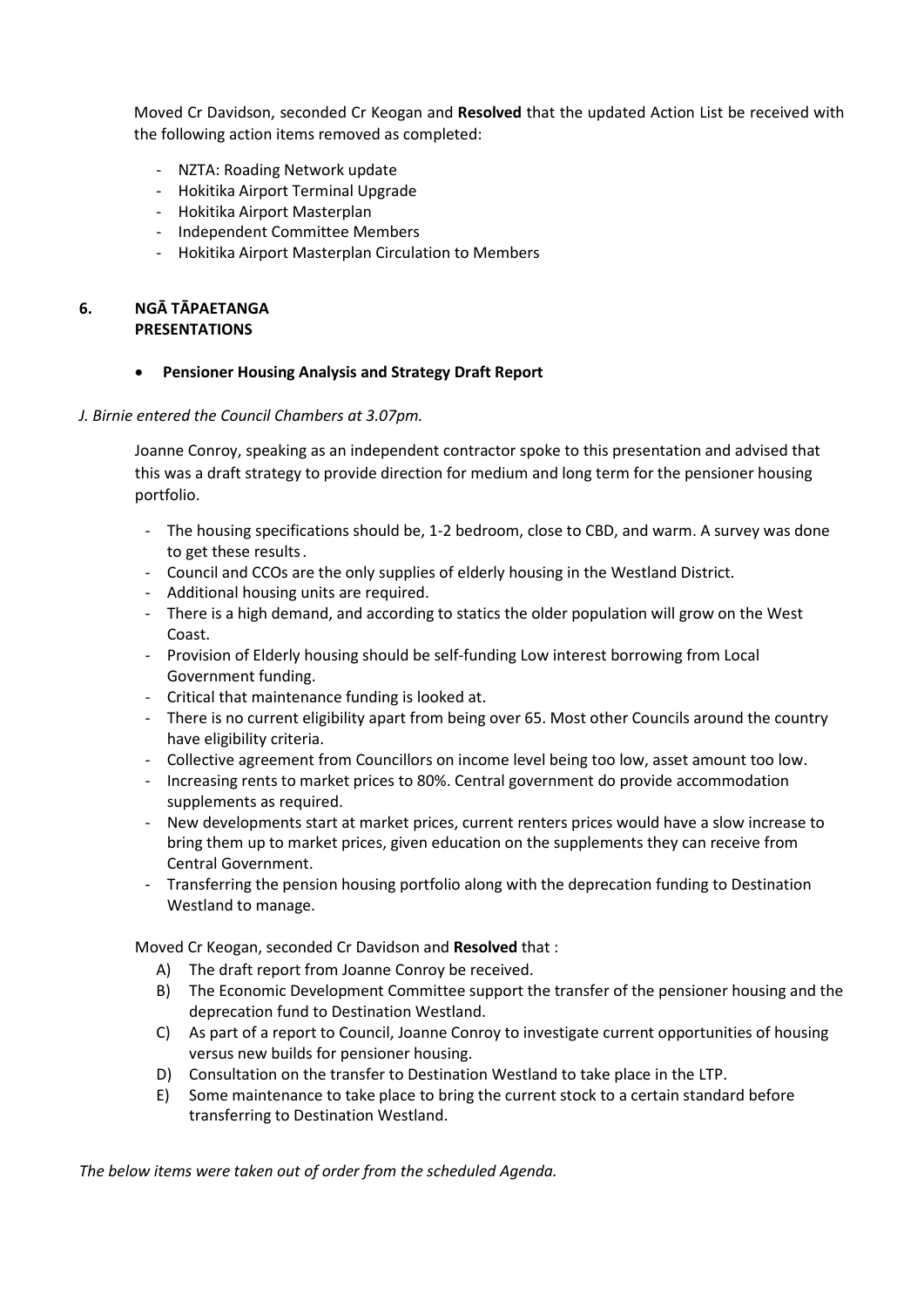Moved Cr Davidson, seconded Cr Keogan and **Resolved** that the updated Action List be received with the following action items removed as completed:

- NZTA: Roading Network update
- Hokitika Airport Terminal Upgrade
- Hokitika Airport Masterplan
- Independent Committee Members
- Hokitika Airport Masterplan Circulation to Members

## 6. NGĀ TĀPAETANGA PRESENTATIONS

- **Pensioner Housing Analysis and Strategy Draft Report**

*J. Birnie entered the Council Chambers at 3.07pm.*

Joanne Conroy, speaking as an independent contractor spoke to this presentation and advised that this was a draft strategy to provide direction for medium and long term for the pensioner housing portfolio.

- The housing specifications should be, 1-2 bedroom, close to CBD, and warm. A survey was done to get these results.
- Council and CCOs are the only supplies of elderly housing in the Westland District.
- Additional housing units are required.
- There is a high demand, and according to statics the older population will grow on the West Coast.
- Provision of Elderly housing should be self-funding Low interest borrowing from Local Government funding.
- Critical that maintenance funding is looked at.
- There is no current eligibility apart from being over 65. Most other Councils around the country have eligibility criteria.
- Collective agreement from Councillors on income level being too low, asset amount too low.
- Increasing rents to market prices to 80%. Central government do provide accommodation supplements as required.
- New developments start at market prices, current renters prices would have a slow increase to bring them up to market prices, given education on the supplements they can receive from Central Government.
- Transferring the pension housing portfolio along with the deprecation funding to Destination Westland to manage.

Moved Cr Keogan, seconded Cr Davidson and **Resolved** that :

A) The draft report from Joanne Conroy be received.
B) The Economic Development Committee support the transfer of the pensioner housing and the deprecation fund to Destination Westland.
C) As part of a report to Council, Joanne Conroy to investigate current opportunities of housing versus new builds for pensioner housing.
D) Consultation on the transfer to Destination Westland to take place in the LTP.
E) Some maintenance to take place to bring the current stock to a certain standard before transferring to Destination Westland.

*The below items were taken out of order from the scheduled Agenda.*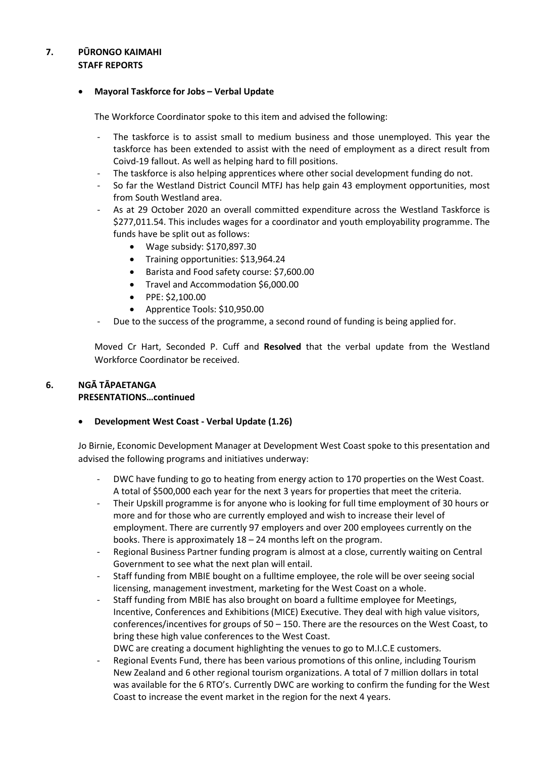## 7. PŪRONGO KAIMAHI
## STAFF REPORTS

- **Mayoral Taskforce for Jobs – Verbal Update**

The Workforce Coordinator spoke to this item and advised the following:

- The taskforce is to assist small to medium business and those unemployed. This year the taskforce has been extended to assist with the need of employment as a direct result from Coivd-19 fallout. As well as helping hard to fill positions.
- The taskforce is also helping apprentices where other social development funding do not.
- So far the Westland District Council MTFJ has help gain 43 employment opportunities, most from South Westland area.
- As at 29 October 2020 an overall committed expenditure across the Westland Taskforce is $277,011.54. This includes wages for a coordinator and youth employability programme. The funds have be split out as follows:
  - Wage subsidy: $170,897.30
  - Training opportunities: $13,964.24
  - Barista and Food safety course: $7,600.00
  - Travel and Accommodation $6,000.00
  - PPE: $2,100.00
  - Apprentice Tools: $10,950.00
- Due to the success of the programme, a second round of funding is being applied for.

Moved Cr Hart, Seconded P. Cuff and **Resolved** that the verbal update from the Westland Workforce Coordinator be received.

## 6. NGĀ TĀPAETANGA
## PRESENTATIONS…continued

- **Development West Coast - Verbal Update (1.26)**

Jo Birnie, Economic Development Manager at Development West Coast spoke to this presentation and advised the following programs and initiatives underway:

- DWC have funding to go to heating from energy action to 170 properties on the West Coast. A total of $500,000 each year for the next 3 years for properties that meet the criteria.
- Their Upskill programme is for anyone who is looking for full time employment of 30 hours or more and for those who are currently employed and wish to increase their level of employment. There are currently 97 employers and over 200 employees currently on the books. There is approximately 18 – 24 months left on the program.
- Regional Business Partner funding program is almost at a close, currently waiting on Central Government to see what the next plan will entail.
- Staff funding from MBIE bought on a fulltime employee, the role will be over seeing social licensing, management investment, marketing for the West Coast on a whole.
- Staff funding from MBIE has also brought on board a fulltime employee for Meetings, Incentive, Conferences and Exhibitions (MICE) Executive. They deal with high value visitors, conferences/incentives for groups of 50 – 150. There are the resources on the West Coast, to bring these high value conferences to the West Coast.
  DWC are creating a document highlighting the venues to go to M.I.C.E customers.
- Regional Events Fund, there has been various promotions of this online, including Tourism New Zealand and 6 other regional tourism organizations. A total of 7 million dollars in total was available for the 6 RTO's. Currently DWC are working to confirm the funding for the West Coast to increase the event market in the region for the next 4 years.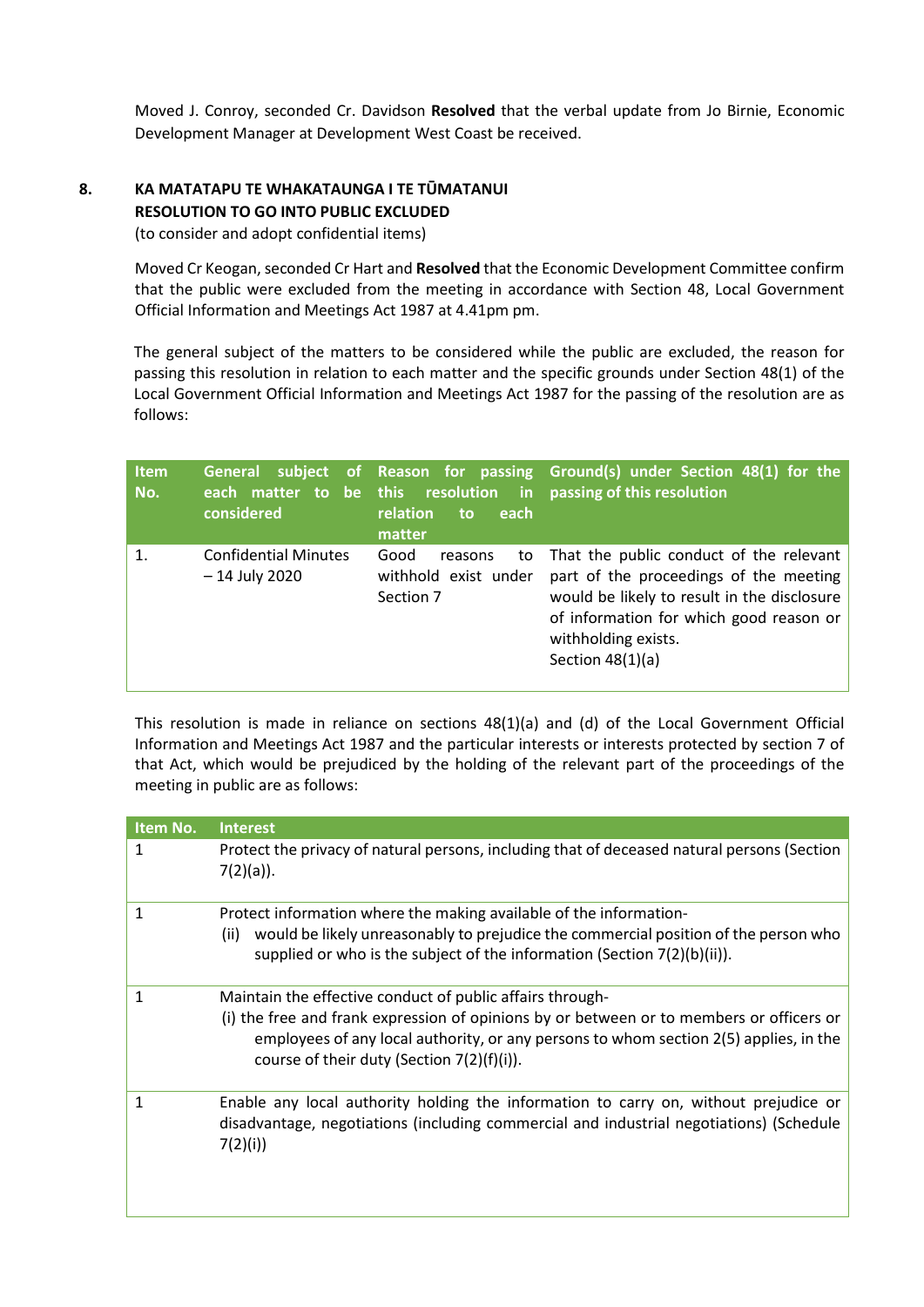Moved J. Conroy, seconded Cr. Davidson **Resolved** that the verbal update from Jo Birnie, Economic Development Manager at Development West Coast be received.

## 8. KA MATATAPU TE WHAKATAUNGA I TE TŪMATANUI
## RESOLUTION TO GO INTO PUBLIC EXCLUDED

(to consider and adopt confidential items)

Moved Cr Keogan, seconded Cr Hart and **Resolved** that the Economic Development Committee confirm that the public were excluded from the meeting in accordance with Section 48, Local Government Official Information and Meetings Act 1987 at 4.41pm pm.

The general subject of the matters to be considered while the public are excluded, the reason for passing this resolution in relation to each matter and the specific grounds under Section 48(1) of the Local Government Official Information and Meetings Act 1987 for the passing of the resolution are as follows:

| Item No. | General subject of each matter to be considered | Reason for passing this resolution in relation to each matter | Ground(s) under Section 48(1) for the passing of this resolution |
|---|---|---|---|
| 1. | Confidential Minutes – 14 July 2020 | Good reasons to withhold exist under Section 7 | That the public conduct of the relevant part of the proceedings of the meeting would be likely to result in the disclosure of information for which good reason or withholding exists. Section 48(1)(a) |

This resolution is made in reliance on sections 48(1)(a) and (d) of the Local Government Official Information and Meetings Act 1987 and the particular interests or interests protected by section 7 of that Act, which would be prejudiced by the holding of the relevant part of the proceedings of the meeting in public are as follows:

| Item No. | Interest |
|---|---|
| 1 | Protect the privacy of natural persons, including that of deceased natural persons (Section 7(2)(a)). |
| 1 | Protect information where the making available of the information- (ii) would be likely unreasonably to prejudice the commercial position of the person who supplied or who is the subject of the information (Section 7(2)(b)(ii)). |
| 1 | Maintain the effective conduct of public affairs through- (i) the free and frank expression of opinions by or between or to members or officers or employees of any local authority, or any persons to whom section 2(5) applies, in the course of their duty (Section 7(2)(f)(i)). |
| 1 | Enable any local authority holding the information to carry on, without prejudice or disadvantage, negotiations (including commercial and industrial negotiations) (Schedule 7(2)(i)) |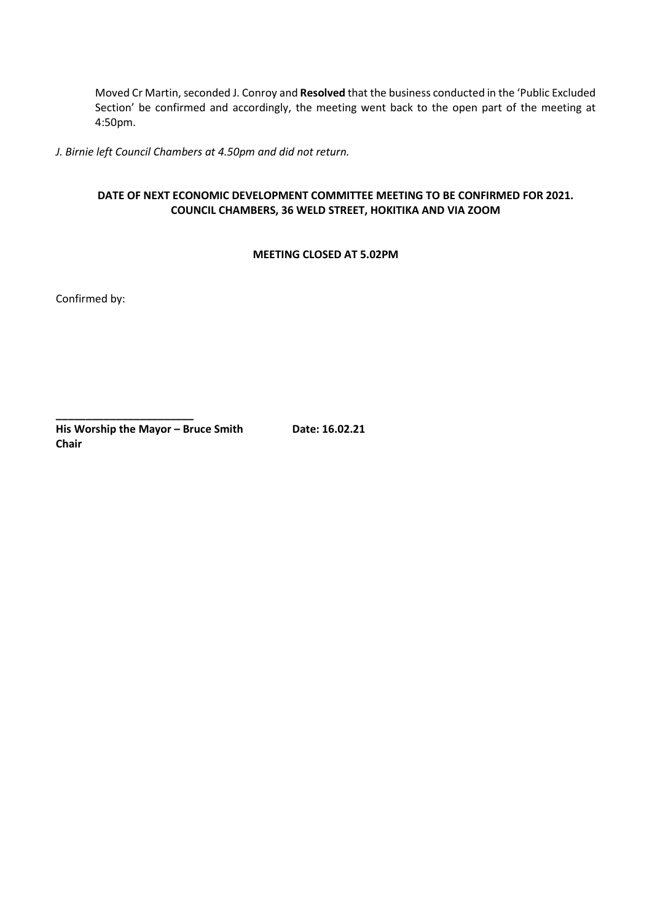Moved Cr Martin, seconded J. Conroy and **Resolved** that the business conducted in the 'Public Excluded Section' be confirmed and accordingly, the meeting went back to the open part of the meeting at 4:50pm.

*J. Birnie left Council Chambers at 4.50pm and did not return.*

**DATE OF NEXT ECONOMIC DEVELOPMENT COMMITTEE MEETING TO BE CONFIRMED FOR 2021. COUNCIL CHAMBERS, 36 WELD STREET, HOKITIKA AND VIA ZOOM**

**MEETING CLOSED AT 5.02PM**

Confirmed by:

**______________________**

**His Worship the Mayor – Bruce Smith** **Date: 16.02.21**
**Chair**